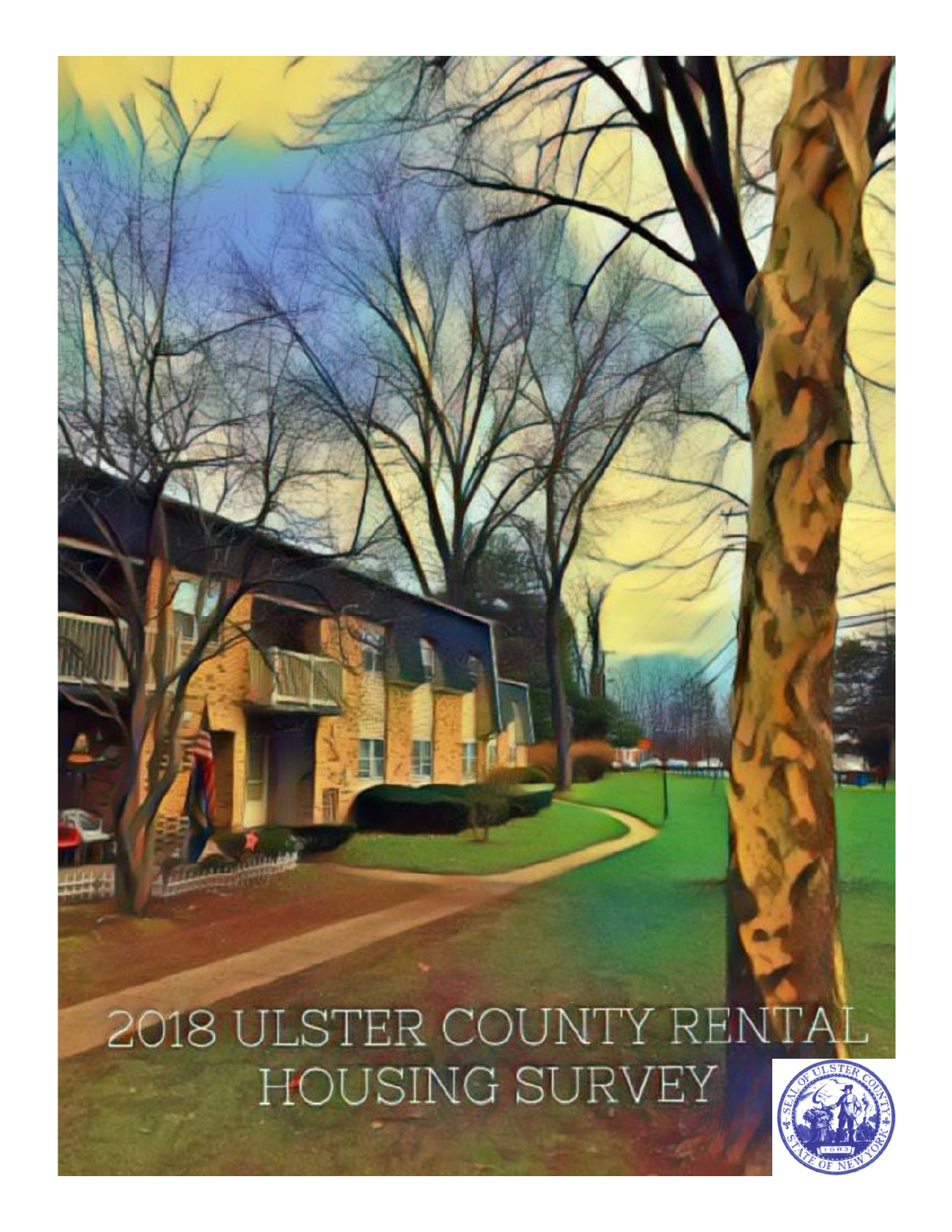# 2018 ULSTER COUNTY RENTAL HOUSING SURVEY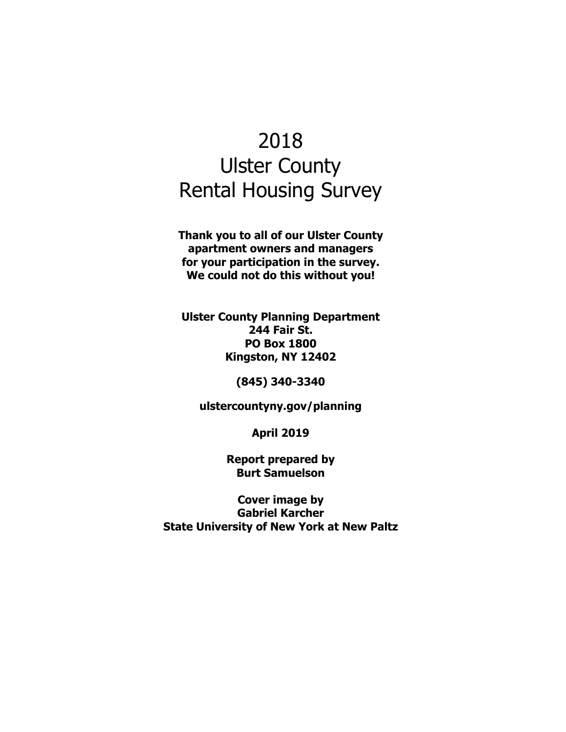# 2018 Ulster County Rental Housing Survey

**Thank you to all of our Ulster County apartment owners and managers for your participation in the survey. We could not do this without you!**

**Ulster County Planning Department**
**244 Fair St.**
**PO Box 1800**
**Kingston, NY 12402**

**(845) 340-3340**

**ulstercountyny.gov/planning**

**April 2019**

**Report prepared by**
**Burt Samuelson**

**Cover image by**
**Gabriel Karcher**
**State University of New York at New Paltz**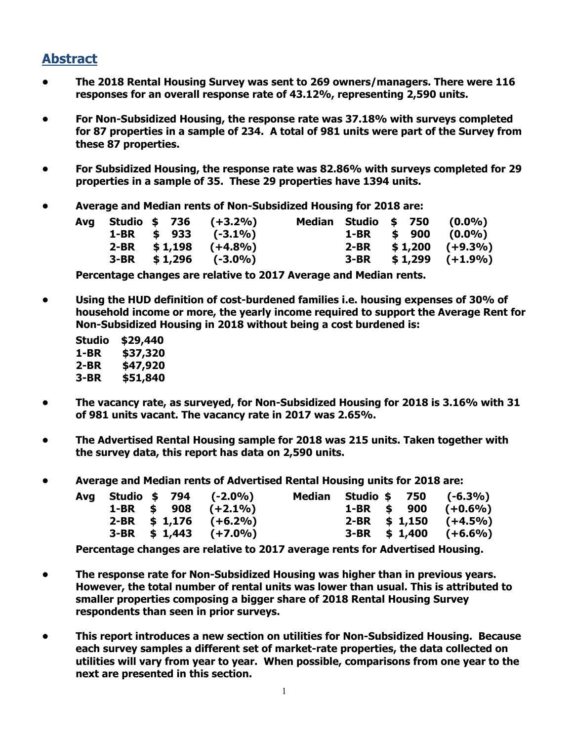## Abstract

- **The 2018 Rental Housing Survey was sent to 269 owners/managers. There were 116 responses for an overall response rate of 43.12%, representing 2,590 units.**

- **For Non-Subsidized Housing, the response rate was 37.18% with surveys completed for 87 properties in a sample of 234. A total of 981 units were part of the Survey from these 87 properties.**

- **For Subsidized Housing, the response rate was 82.86% with surveys completed for 29 properties in a sample of 35. These 29 properties have 1394 units.**

- **Average and Median rents of Non-Subsidized Housing for 2018 are:**

| | | | | | | | |
|---|---|---|---|---|---|---|---|
| **Avg** | **Studio** | **$ 736** | **(+3.2%)** | **Median** | **Studio** | **$ 750** | **(0.0%)** |
| | **1-BR** | **$ 933** | **(-3.1%)** | | **1-BR** | **$ 900** | **(0.0%)** |
| | **2-BR** | **$ 1,198** | **(+4.8%)** | | **2-BR** | **$ 1,200** | **(+9.3%)** |
| | **3-BR** | **$ 1,296** | **(-3.0%)** | | **3-BR** | **$ 1,299** | **(+1.9%)** |

  **Percentage changes are relative to 2017 Average and Median rents.**

- **Using the HUD definition of cost-burdened families i.e. housing expenses of 30% of household income or more, the yearly income required to support the Average Rent for Non-Subsidized Housing in 2018 without being a cost burdened is:**

| | |
|---|---|
| **Studio** | **$29,440** |
| **1-BR** | **$37,320** |
| **2-BR** | **$47,920** |
| **3-BR** | **$51,840** |

- **The vacancy rate, as surveyed, for Non-Subsidized Housing for 2018 is 3.16% with 31 of 981 units vacant. The vacancy rate in 2017 was 2.65%.**

- **The Advertised Rental Housing sample for 2018 was 215 units. Taken together with the survey data, this report has data on 2,590 units.**

- **Average and Median rents of Advertised Rental Housing units for 2018 are:**

| | | | | | | | |
|---|---|---|---|---|---|---|---|
| **Avg** | **Studio** | **$ 794** | **(-2.0%)** | **Median** | **Studio** | **$ 750** | **(-6.3%)** |
| | **1-BR** | **$ 908** | **(+2.1%)** | | **1-BR** | **$ 900** | **(+0.6%)** |
| | **2-BR** | **$ 1,176** | **(+6.2%)** | | **2-BR** | **$ 1,150** | **(+4.5%)** |
| | **3-BR** | **$ 1,443** | **(+7.0%)** | | **3-BR** | **$ 1,400** | **(+6.6%)** |

  **Percentage changes are relative to 2017 average rents for Advertised Housing.**

- **The response rate for Non-Subsidized Housing was higher than in previous years. However, the total number of rental units was lower than usual. This is attributed to smaller properties composing a bigger share of 2018 Rental Housing Survey respondents than seen in prior surveys.**

- **This report introduces a new section on utilities for Non-Subsidized Housing. Because each survey samples a different set of market-rate properties, the data collected on utilities will vary from year to year. When possible, comparisons from one year to the next are presented in this section.**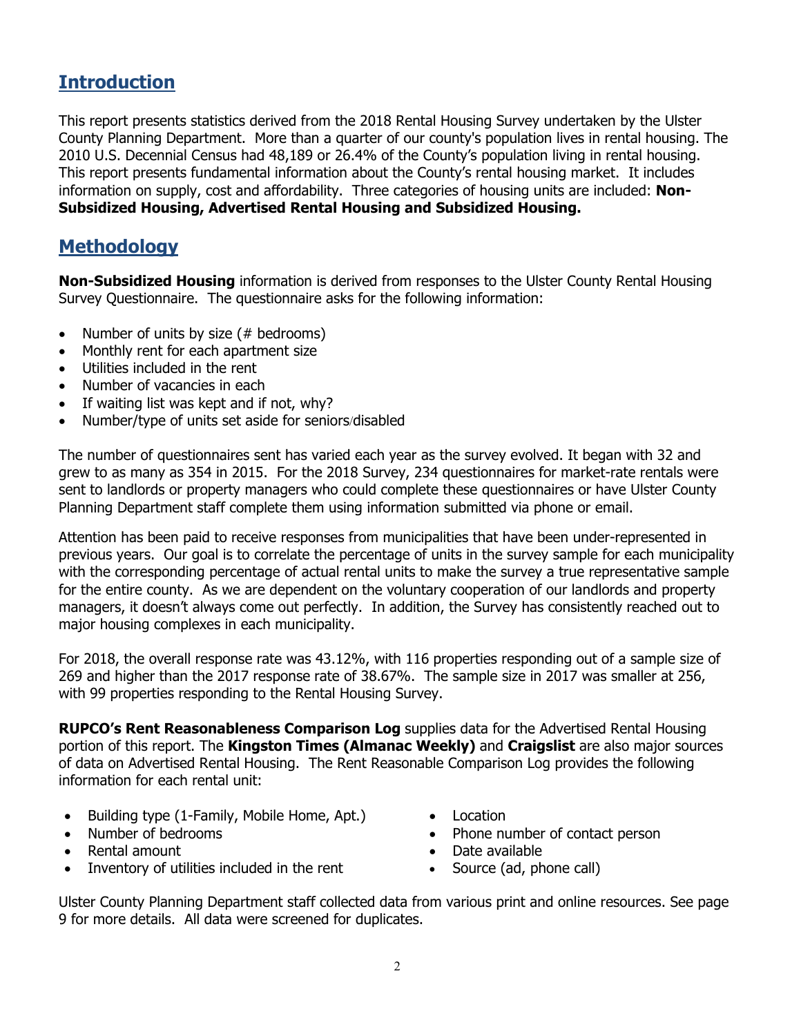## Introduction

This report presents statistics derived from the 2018 Rental Housing Survey undertaken by the Ulster County Planning Department. More than a quarter of our county's population lives in rental housing. The 2010 U.S. Decennial Census had 48,189 or 26.4% of the County's population living in rental housing. This report presents fundamental information about the County's rental housing market. It includes information on supply, cost and affordability. Three categories of housing units are included: **Non-Subsidized Housing, Advertised Rental Housing and Subsidized Housing.**

## Methodology

**Non-Subsidized Housing** information is derived from responses to the Ulster County Rental Housing Survey Questionnaire. The questionnaire asks for the following information:

- Number of units by size (# bedrooms)
- Monthly rent for each apartment size
- Utilities included in the rent
- Number of vacancies in each
- If waiting list was kept and if not, why?
- Number/type of units set aside for seniors/disabled

The number of questionnaires sent has varied each year as the survey evolved. It began with 32 and grew to as many as 354 in 2015. For the 2018 Survey, 234 questionnaires for market-rate rentals were sent to landlords or property managers who could complete these questionnaires or have Ulster County Planning Department staff complete them using information submitted via phone or email.

Attention has been paid to receive responses from municipalities that have been under-represented in previous years. Our goal is to correlate the percentage of units in the survey sample for each municipality with the corresponding percentage of actual rental units to make the survey a true representative sample for the entire county. As we are dependent on the voluntary cooperation of our landlords and property managers, it doesn't always come out perfectly. In addition, the Survey has consistently reached out to major housing complexes in each municipality.

For 2018, the overall response rate was 43.12%, with 116 properties responding out of a sample size of 269 and higher than the 2017 response rate of 38.67%. The sample size in 2017 was smaller at 256, with 99 properties responding to the Rental Housing Survey.

**RUPCO's Rent Reasonableness Comparison Log** supplies data for the Advertised Rental Housing portion of this report. The **Kingston Times (Almanac Weekly)** and **Craigslist** are also major sources of data on Advertised Rental Housing. The Rent Reasonable Comparison Log provides the following information for each rental unit:

- Building type (1-Family, Mobile Home, Apt.)
- Number of bedrooms
- Rental amount
- Inventory of utilities included in the rent
- Location
- Phone number of contact person
- Date available
- Source (ad, phone call)

Ulster County Planning Department staff collected data from various print and online resources. See page 9 for more details. All data were screened for duplicates.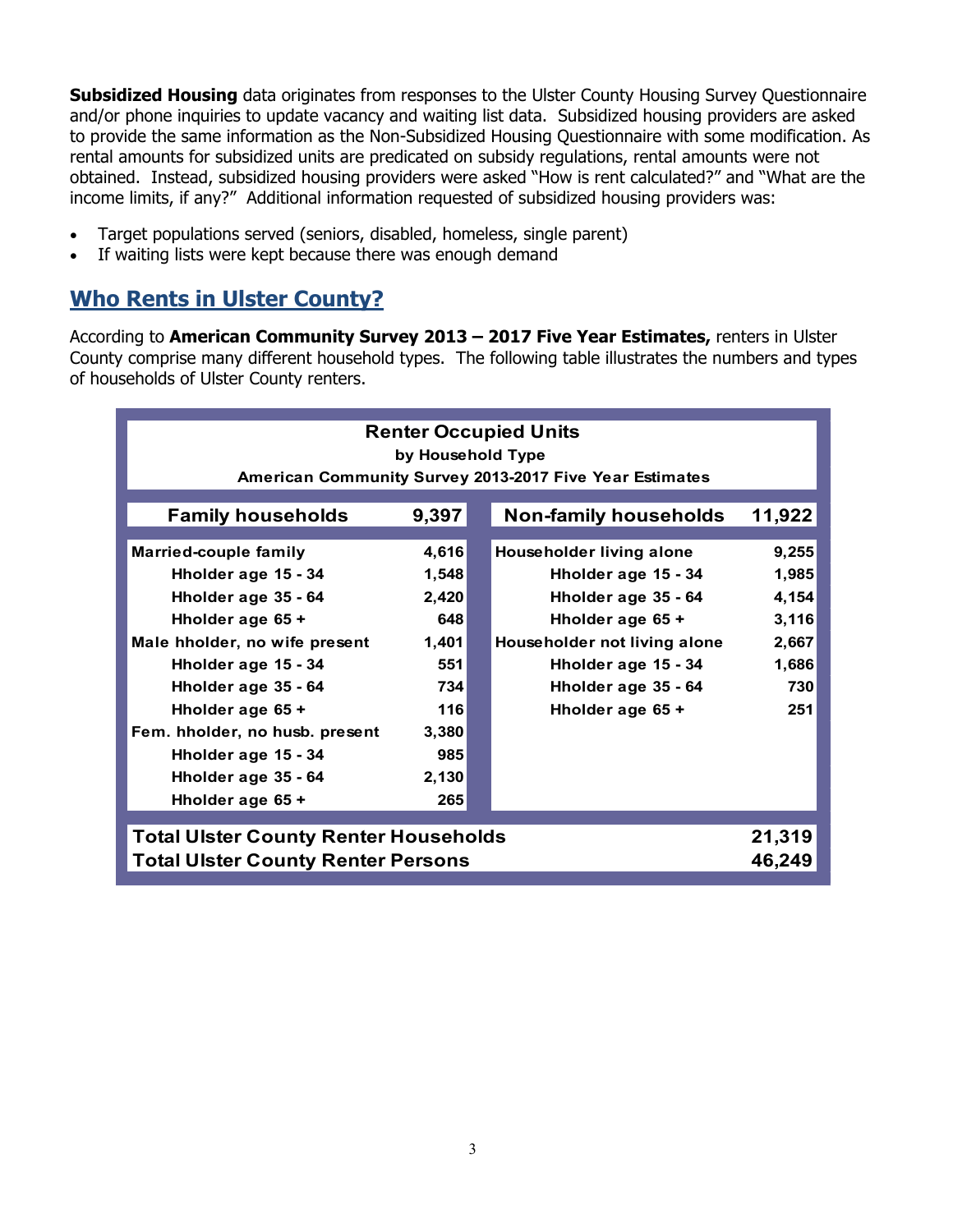**Subsidized Housing** data originates from responses to the Ulster County Housing Survey Questionnaire and/or phone inquiries to update vacancy and waiting list data. Subsidized housing providers are asked to provide the same information as the Non-Subsidized Housing Questionnaire with some modification. As rental amounts for subsidized units are predicated on subsidy regulations, rental amounts were not obtained. Instead, subsidized housing providers were asked "How is rent calculated?" and "What are the income limits, if any?" Additional information requested of subsidized housing providers was:

- Target populations served (seniors, disabled, homeless, single parent)
- If waiting lists were kept because there was enough demand

## Who Rents in Ulster County?

According to **American Community Survey 2013 – 2017 Five Year Estimates,** renters in Ulster County comprise many different household types. The following table illustrates the numbers and types of households of Ulster County renters.

**Renter Occupied Units**
**by Household Type**
**American Community Survey 2013-2017 Five Year Estimates**

| Family households | 9,397 | Non-family households | 11,922 |
|---|---|---|---|
| **Married-couple family** | 4,616 | **Householder living alone** | 9,255 |
| Hholder age 15 - 34 | 1,548 | Hholder age 15 - 34 | 1,985 |
| Hholder age 35 - 64 | 2,420 | Hholder age 35 - 64 | 4,154 |
| Hholder age 65 + | 648 | Hholder age 65 + | 3,116 |
| **Male hholder, no wife present** | 1,401 | **Householder not living alone** | 2,667 |
| Hholder age 15 - 34 | 551 | Hholder age 15 - 34 | 1,686 |
| Hholder age 35 - 64 | 734 | Hholder age 35 - 64 | 730 |
| Hholder age 65 + | 116 | Hholder age 65 + | 251 |
| **Fem. hholder, no husb. present** | 3,380 | | |
| Hholder age 15 - 34 | 985 | | |
| Hholder age 35 - 64 | 2,130 | | |
| Hholder age 65 + | 265 | | |
| **Total Ulster County Renter Households** | | | 21,319 |
| **Total Ulster County Renter Persons** | | | 46,249 |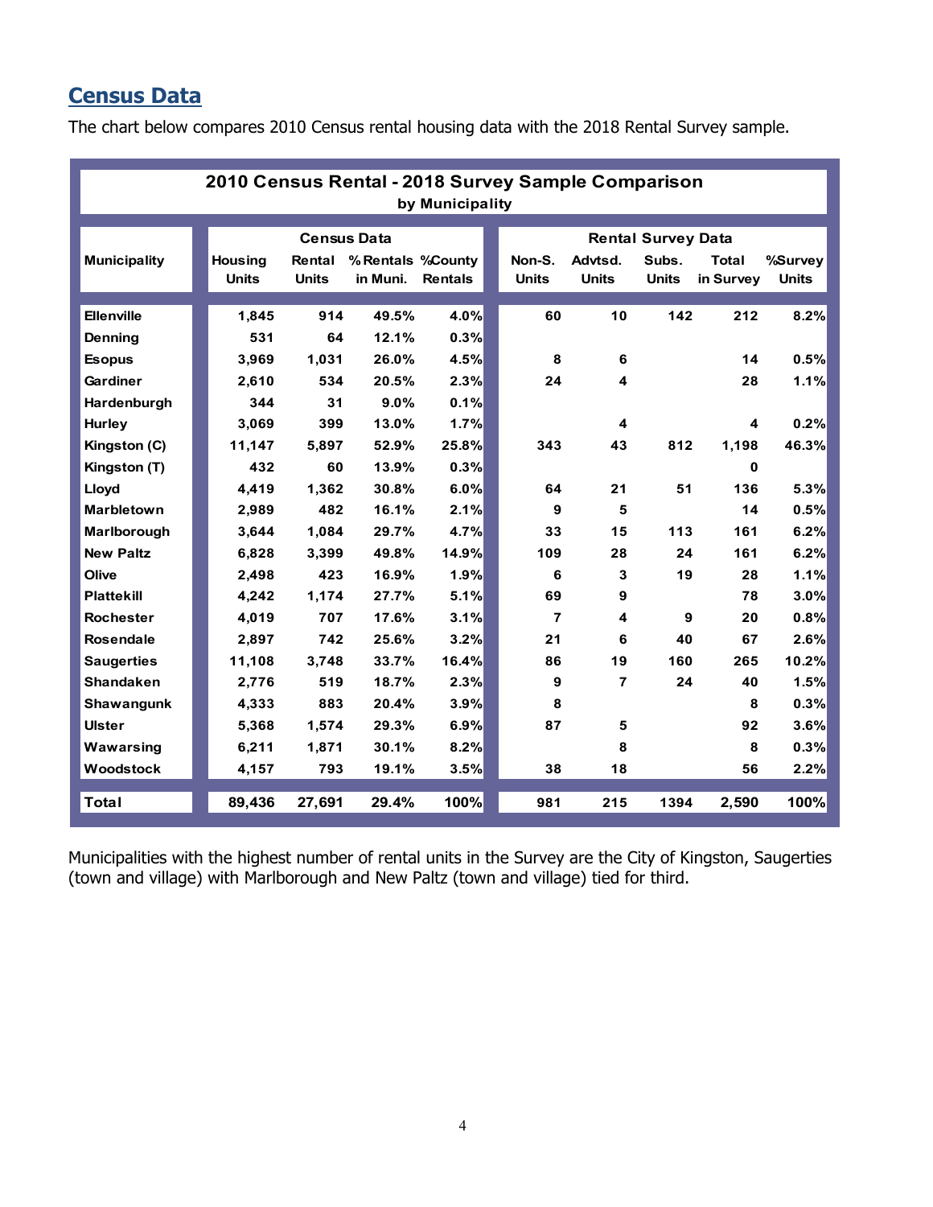## Census Data

The chart below compares 2010 Census rental housing data with the 2018 Rental Survey sample.

| **2010 Census Rental - 2018 Survey Sample Comparison by Municipality** | | | | | | | | | |
|---|---|---|---|---|---|---|---|---|---|
| | **Census Data** | | | | **Rental Survey Data** | | | | |
| **Municipality** | **Housing Units** | **Rental Units** | **% Rentals in Muni.** | **%County Rentals** | **Non-S. Units** | **Advtsd. Units** | **Subs. Units** | **Total in Survey** | **%Survey Units** |
| **Ellenville** | 1,845 | 914 | 49.5% | 4.0% | 60 | 10 | 142 | 212 | 8.2% |
| **Denning** | 531 | 64 | 12.1% | 0.3% | | | | | |
| **Esopus** | 3,969 | 1,031 | 26.0% | 4.5% | 8 | 6 | | 14 | 0.5% |
| **Gardiner** | 2,610 | 534 | 20.5% | 2.3% | 24 | 4 | | 28 | 1.1% |
| **Hardenburgh** | 344 | 31 | 9.0% | 0.1% | | | | | |
| **Hurley** | 3,069 | 399 | 13.0% | 1.7% | | 4 | | 4 | 0.2% |
| **Kingston (C)** | 11,147 | 5,897 | 52.9% | 25.8% | 343 | 43 | 812 | 1,198 | 46.3% |
| **Kingston (T)** | 432 | 60 | 13.9% | 0.3% | | | | 0 | |
| **Lloyd** | 4,419 | 1,362 | 30.8% | 6.0% | 64 | 21 | 51 | 136 | 5.3% |
| **Marbletown** | 2,989 | 482 | 16.1% | 2.1% | 9 | 5 | | 14 | 0.5% |
| **Marlborough** | 3,644 | 1,084 | 29.7% | 4.7% | 33 | 15 | 113 | 161 | 6.2% |
| **New Paltz** | 6,828 | 3,399 | 49.8% | 14.9% | 109 | 28 | 24 | 161 | 6.2% |
| **Olive** | 2,498 | 423 | 16.9% | 1.9% | 6 | 3 | 19 | 28 | 1.1% |
| **Plattekill** | 4,242 | 1,174 | 27.7% | 5.1% | 69 | 9 | | 78 | 3.0% |
| **Rochester** | 4,019 | 707 | 17.6% | 3.1% | 7 | 4 | 9 | 20 | 0.8% |
| **Rosendale** | 2,897 | 742 | 25.6% | 3.2% | 21 | 6 | 40 | 67 | 2.6% |
| **Saugerties** | 11,108 | 3,748 | 33.7% | 16.4% | 86 | 19 | 160 | 265 | 10.2% |
| **Shandaken** | 2,776 | 519 | 18.7% | 2.3% | 9 | 7 | 24 | 40 | 1.5% |
| **Shawangunk** | 4,333 | 883 | 20.4% | 3.9% | 8 | | | 8 | 0.3% |
| **Ulster** | 5,368 | 1,574 | 29.3% | 6.9% | 87 | 5 | | 92 | 3.6% |
| **Wawarsing** | 6,211 | 1,871 | 30.1% | 8.2% | | 8 | | 8 | 0.3% |
| **Woodstock** | 4,157 | 793 | 19.1% | 3.5% | 38 | 18 | | 56 | 2.2% |
| **Total** | 89,436 | 27,691 | 29.4% | 100% | 981 | 215 | 1394 | 2,590 | 100% |

Municipalities with the highest number of rental units in the Survey are the City of Kingston, Saugerties (town and village) with Marlborough and New Paltz (town and village) tied for third.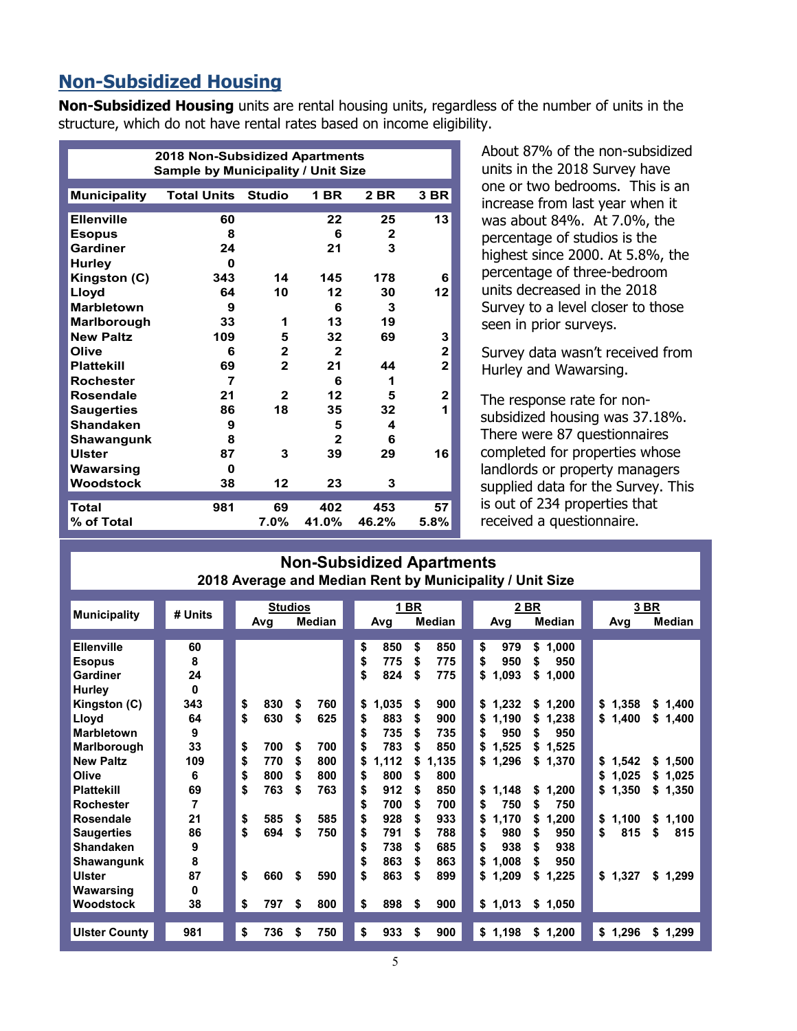## Non-Subsidized Housing

**Non-Subsidized Housing** units are rental housing units, regardless of the number of units in the structure, which do not have rental rates based on income eligibility.

**2018 Non-Subsidized Apartments**
**Sample by Municipality / Unit Size**

| Municipality | Total Units | Studio | 1 BR | 2 BR | 3 BR |
|---|---|---|---|---|---|
| Ellenville | 60 | | 22 | 25 | 13 |
| Esopus | 8 | | 6 | 2 | |
| Gardiner | 24 | | 21 | 3 | |
| Hurley | 0 | | | | |
| Kingston (C) | 343 | 14 | 145 | 178 | 6 |
| Lloyd | 64 | 10 | 12 | 30 | 12 |
| Marbletown | 9 | | 6 | 3 | |
| Marlborough | 33 | 1 | 13 | 19 | |
| New Paltz | 109 | 5 | 32 | 69 | 3 |
| Olive | 6 | 2 | 2 | | 2 |
| Plattekill | 69 | 2 | 21 | 44 | 2 |
| Rochester | 7 | | 6 | 1 | |
| Rosendale | 21 | 2 | 12 | 5 | 2 |
| Saugerties | 86 | 18 | 35 | 32 | 1 |
| Shandaken | 9 | | 5 | 4 | |
| Shawangunk | 8 | | 2 | 6 | |
| Ulster | 87 | 3 | 39 | 29 | 16 |
| Wawarsing | 0 | | | | |
| Woodstock | 38 | 12 | 23 | 3 | |
| **Total** | **981** | **69** | **402** | **453** | **57** |
| **% of Total** | | **7.0%** | **41.0%** | **46.2%** | **5.8%** |

About 87% of the non-subsidized units in the 2018 Survey have one or two bedrooms. This is an increase from last year when it was about 84%. At 7.0%, the percentage of studios is the highest since 2000. At 5.8%, the percentage of three-bedroom units decreased in the 2018 Survey to a level closer to those seen in prior surveys.

Survey data wasn't received from Hurley and Wawarsing.

The response rate for non-subsidized housing was 37.18%. There were 87 questionnaires completed for properties whose landlords or property managers supplied data for the Survey. This is out of 234 properties that received a questionnaire.

**Non-Subsidized Apartments**
**2018 Average and Median Rent by Municipality / Unit Size**

| Municipality | # Units | Studios | | 1 BR | | 2 BR | | 3 BR | |
|---|---|---|---|---|---|---|---|---|---|
| | | Avg | Median | Avg | Median | Avg | Median | Avg | Median |
| Ellenville | 60 | | | $ 850 | $ 850 | $ 979 | $ 1,000 | | |
| Esopus | 8 | | | $ 775 | $ 775 | $ 950 | $ 950 | | |
| Gardiner | 24 | | | $ 824 | $ 775 | $ 1,093 | $ 1,000 | | |
| Hurley | 0 | | | | | | | | |
| Kingston (C) | 343 | $ 830 | $ 760 | $ 1,035 | $ 900 | $ 1,232 | $ 1,200 | $ 1,358 | $ 1,400 |
| Lloyd | 64 | $ 630 | $ 625 | $ 883 | $ 900 | $ 1,190 | $ 1,238 | $ 1,400 | $ 1,400 |
| Marbletown | 9 | | | $ 735 | $ 735 | $ 950 | $ 950 | | |
| Marlborough | 33 | $ 700 | $ 700 | $ 783 | $ 850 | $ 1,525 | $ 1,525 | | |
| New Paltz | 109 | $ 770 | $ 800 | $ 1,112 | $ 1,135 | $ 1,296 | $ 1,370 | $ 1,542 | $ 1,500 |
| Olive | 6 | $ 800 | $ 800 | $ 800 | $ 800 | | | $ 1,025 | $ 1,025 |
| Plattekill | 69 | $ 763 | $ 763 | $ 912 | $ 850 | $ 1,148 | $ 1,200 | $ 1,350 | $ 1,350 |
| Rochester | 7 | | | $ 700 | $ 700 | $ 750 | $ 750 | | |
| Rosendale | 21 | $ 585 | $ 585 | $ 928 | $ 933 | $ 1,170 | $ 1,200 | $ 1,100 | $ 1,100 |
| Saugerties | 86 | $ 694 | $ 750 | $ 791 | $ 788 | $ 980 | $ 950 | $ 815 | $ 815 |
| Shandaken | 9 | | | $ 738 | $ 685 | $ 938 | $ 938 | | |
| Shawangunk | 8 | | | $ 863 | $ 863 | $ 1,008 | $ 950 | | |
| Ulster | 87 | $ 660 | $ 590 | $ 863 | $ 899 | $ 1,209 | $ 1,225 | $ 1,327 | $ 1,299 |
| Wawarsing | 0 | | | | | | | | |
| Woodstock | 38 | $ 797 | $ 800 | $ 898 | $ 900 | $ 1,013 | $ 1,050 | | |
| **Ulster County** | **981** | **$ 736** | **$ 750** | **$ 933** | **$ 900** | **$ 1,198** | **$ 1,200** | **$ 1,296** | **$ 1,299** |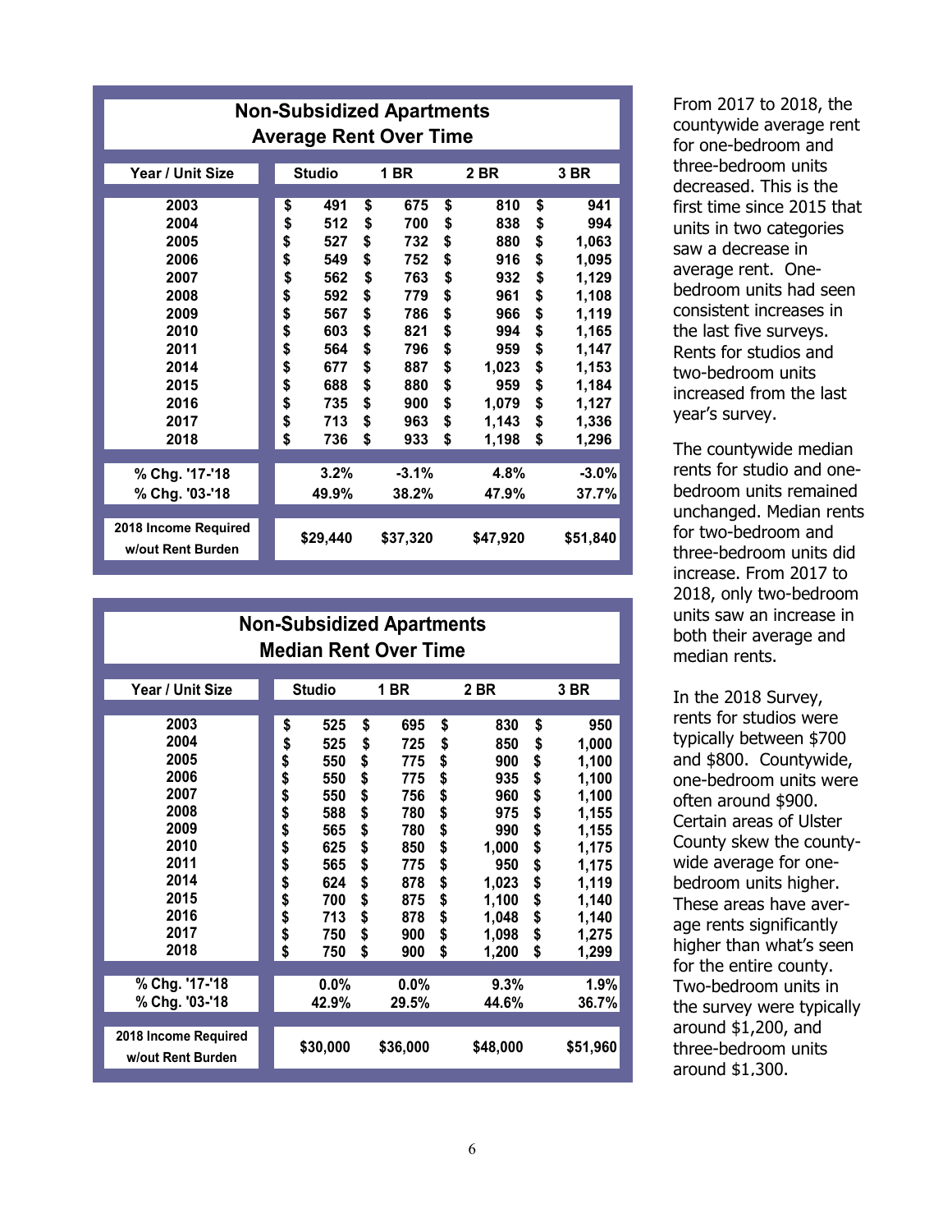## Non-Subsidized Apartments Average Rent Over Time

| Year / Unit Size | Studio | 1 BR | 2 BR | 3 BR |
|---|---|---|---|---|
| 2003 | $ 491 | $ 675 | $ 810 | $ 941 |
| 2004 | $ 512 | $ 700 | $ 838 | $ 994 |
| 2005 | $ 527 | $ 732 | $ 880 | $ 1,063 |
| 2006 | $ 549 | $ 752 | $ 916 | $ 1,095 |
| 2007 | $ 562 | $ 763 | $ 932 | $ 1,129 |
| 2008 | $ 592 | $ 779 | $ 961 | $ 1,108 |
| 2009 | $ 567 | $ 786 | $ 966 | $ 1,119 |
| 2010 | $ 603 | $ 821 | $ 994 | $ 1,165 |
| 2011 | $ 564 | $ 796 | $ 959 | $ 1,147 |
| 2014 | $ 677 | $ 887 | $ 1,023 | $ 1,153 |
| 2015 | $ 688 | $ 880 | $ 959 | $ 1,184 |
| 2016 | $ 735 | $ 900 | $ 1,079 | $ 1,127 |
| 2017 | $ 713 | $ 963 | $ 1,143 | $ 1,336 |
| 2018 | $ 736 | $ 933 | $ 1,198 | $ 1,296 |
| % Chg. '17-'18 | 3.2% | -3.1% | 4.8% | -3.0% |
| % Chg. '03-'18 | 49.9% | 38.2% | 47.9% | 37.7% |
| 2018 Income Required w/out Rent Burden | $29,440 | $37,320 | $47,920 | $51,840 |

## Non-Subsidized Apartments Median Rent Over Time

| Year / Unit Size | Studio | 1 BR | 2 BR | 3 BR |
|---|---|---|---|---|
| 2003 | $ 525 | $ 695 | $ 830 | $ 950 |
| 2004 | $ 525 | $ 725 | $ 850 | $ 1,000 |
| 2005 | $ 550 | $ 775 | $ 900 | $ 1,100 |
| 2006 | $ 550 | $ 775 | $ 935 | $ 1,100 |
| 2007 | $ 550 | $ 756 | $ 960 | $ 1,100 |
| 2008 | $ 588 | $ 780 | $ 975 | $ 1,155 |
| 2009 | $ 565 | $ 780 | $ 990 | $ 1,155 |
| 2010 | $ 625 | $ 850 | $ 1,000 | $ 1,175 |
| 2011 | $ 565 | $ 775 | $ 950 | $ 1,175 |
| 2014 | $ 624 | $ 878 | $ 1,023 | $ 1,119 |
| 2015 | $ 700 | $ 875 | $ 1,100 | $ 1,140 |
| 2016 | $ 713 | $ 878 | $ 1,048 | $ 1,140 |
| 2017 | $ 750 | $ 900 | $ 1,098 | $ 1,275 |
| 2018 | $ 750 | $ 900 | $ 1,200 | $ 1,299 |
| % Chg. '17-'18 | 0.0% | 0.0% | 9.3% | 1.9% |
| % Chg. '03-'18 | 42.9% | 29.5% | 44.6% | 36.7% |
| 2018 Income Required w/out Rent Burden | $30,000 | $36,000 | $48,000 | $51,960 |

From 2017 to 2018, the countywide average rent for one-bedroom and three-bedroom units decreased. This is the first time since 2015 that units in two categories saw a decrease in average rent. One-bedroom units had seen consistent increases in the last five surveys. Rents for studios and two-bedroom units increased from the last year's survey.

The countywide median rents for studio and one-bedroom units remained unchanged. Median rents for two-bedroom and three-bedroom units did increase. From 2017 to 2018, only two-bedroom units saw an increase in both their average and median rents.

In the 2018 Survey, rents for studios were typically between $700 and $800. Countywide, one-bedroom units were often around $900. Certain areas of Ulster County skew the county-wide average for one-bedroom units higher. These areas have average rents significantly higher than what's seen for the entire county. Two-bedroom units in the survey were typically around $1,200, and three-bedroom units around $1,300.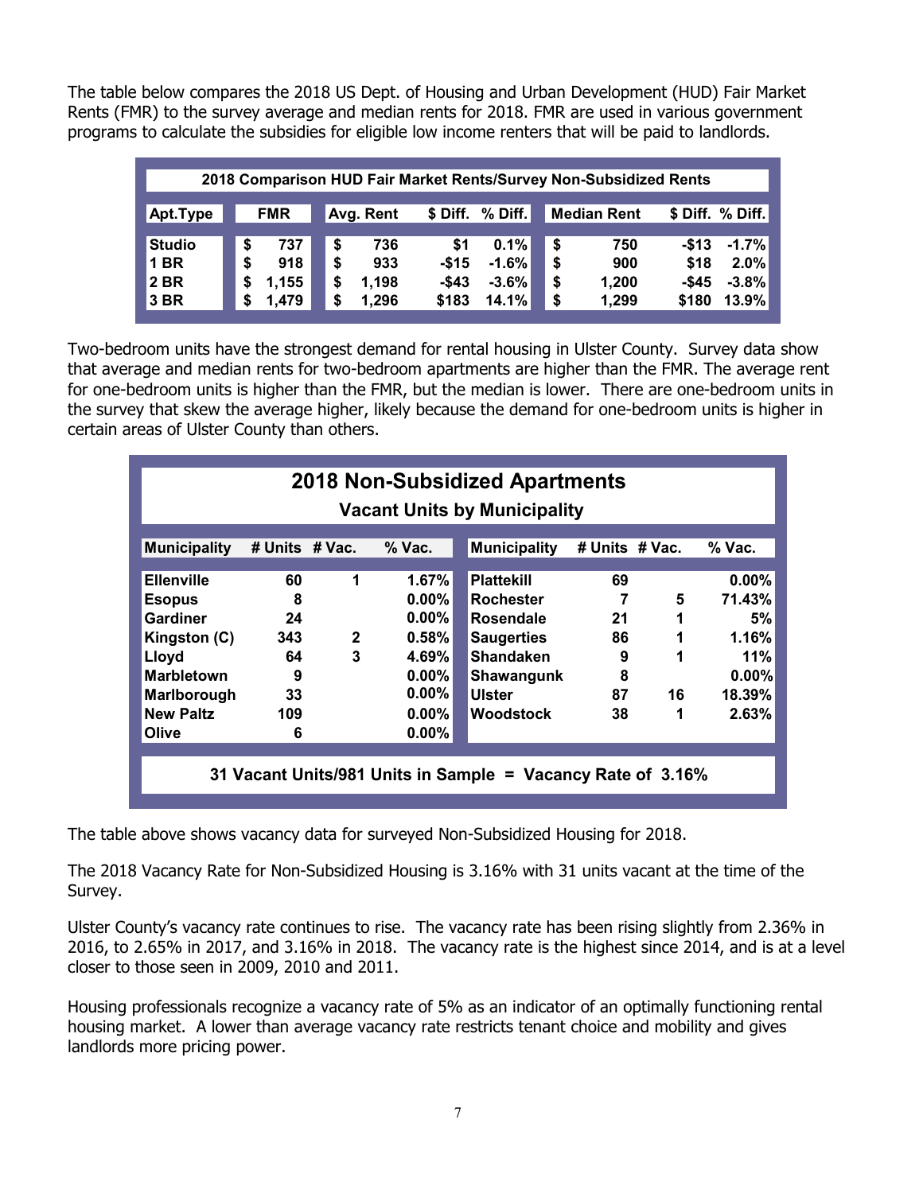The table below compares the 2018 US Dept. of Housing and Urban Development (HUD) Fair Market Rents (FMR) to the survey average and median rents for 2018. FMR are used in various government programs to calculate the subsidies for eligible low income renters that will be paid to landlords.

**2018 Comparison HUD Fair Market Rents/Survey Non-Subsidized Rents**

| Apt.Type | FMR | Avg. Rent | $ Diff. | % Diff. | Median Rent | $ Diff. | % Diff. |
|---|---|---|---|---|---|---|---|
| Studio | $ 737 | $ 736 | $1 | 0.1% | $ 750 | -$13 | -1.7% |
| 1 BR | $ 918 | $ 933 | -$15 | -1.6% | $ 900 | $18 | 2.0% |
| 2 BR | $ 1,155 | $ 1,198 | -$43 | -3.6% | $ 1,200 | -$45 | -3.8% |
| 3 BR | $ 1,479 | $ 1,296 | $183 | 14.1% | $ 1,299 | $180 | 13.9% |

Two-bedroom units have the strongest demand for rental housing in Ulster County. Survey data show that average and median rents for two-bedroom apartments are higher than the FMR. The average rent for one-bedroom units is higher than the FMR, but the median is lower. There are one-bedroom units in the survey that skew the average higher, likely because the demand for one-bedroom units is higher in certain areas of Ulster County than others.

**2018 Non-Subsidized Apartments**

**Vacant Units by Municipality**

| Municipality | # Units | # Vac. | % Vac. | Municipality | # Units | # Vac. | % Vac. |
|---|---|---|---|---|---|---|---|
| Ellenville | 60 | 1 | 1.67% | Plattekill | 69 | | 0.00% |
| Esopus | 8 | | 0.00% | Rochester | 7 | 5 | 71.43% |
| Gardiner | 24 | | 0.00% | Rosendale | 21 | 1 | 5% |
| Kingston (C) | 343 | 2 | 0.58% | Saugerties | 86 | 1 | 1.16% |
| Lloyd | 64 | 3 | 4.69% | Shandaken | 9 | 1 | 11% |
| Marbletown | 9 | | 0.00% | Shawangunk | 8 | | 0.00% |
| Marlborough | 33 | | 0.00% | Ulster | 87 | 16 | 18.39% |
| New Paltz | 109 | | 0.00% | Woodstock | 38 | 1 | 2.63% |
| Olive | 6 | | 0.00% | | | | |

**31 Vacant Units/981 Units in Sample = Vacancy Rate of 3.16%**

The table above shows vacancy data for surveyed Non-Subsidized Housing for 2018.

The 2018 Vacancy Rate for Non-Subsidized Housing is 3.16% with 31 units vacant at the time of the Survey.

Ulster County's vacancy rate continues to rise. The vacancy rate has been rising slightly from 2.36% in 2016, to 2.65% in 2017, and 3.16% in 2018. The vacancy rate is the highest since 2014, and is at a level closer to those seen in 2009, 2010 and 2011.

Housing professionals recognize a vacancy rate of 5% as an indicator of an optimally functioning rental housing market. A lower than average vacancy rate restricts tenant choice and mobility and gives landlords more pricing power.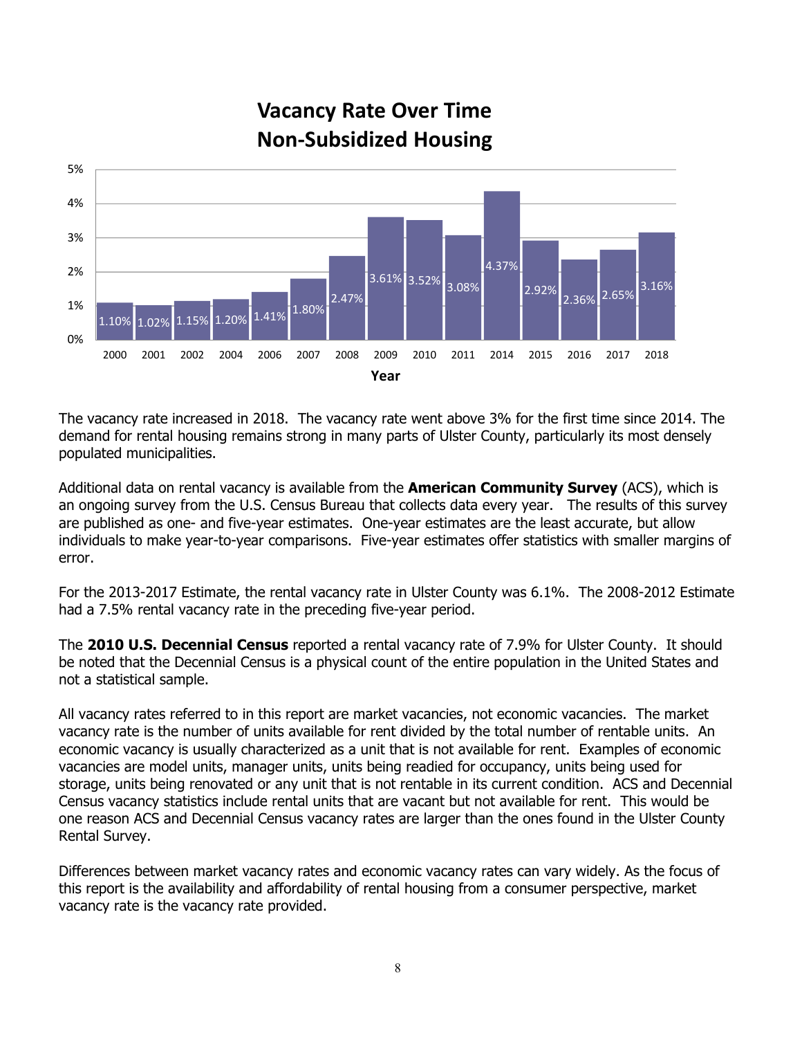## Vacancy Rate Over Time Non-Subsidized Housing

| Year | Vacancy Rate |
|---|---|
| 2000 | 1.10% |
| 2001 | 1.02% |
| 2002 | 1.15% |
| 2004 | 1.20% |
| 2006 | 1.41% |
| 2007 | 1.80% |
| 2008 | 2.47% |
| 2009 | 3.61% |
| 2010 | 3.52% |
| 2011 | 3.08% |
| 2014 | 4.37% |
| 2015 | 2.92% |
| 2016 | 2.36% |
| 2017 | 2.65% |
| 2018 | 3.16% |

The vacancy rate increased in 2018. The vacancy rate went above 3% for the first time since 2014. The demand for rental housing remains strong in many parts of Ulster County, particularly its most densely populated municipalities.

Additional data on rental vacancy is available from the **American Community Survey** (ACS), which is an ongoing survey from the U.S. Census Bureau that collects data every year. The results of this survey are published as one- and five-year estimates. One-year estimates are the least accurate, but allow individuals to make year-to-year comparisons. Five-year estimates offer statistics with smaller margins of error.

For the 2013-2017 Estimate, the rental vacancy rate in Ulster County was 6.1%. The 2008-2012 Estimate had a 7.5% rental vacancy rate in the preceding five-year period.

The **2010 U.S. Decennial Census** reported a rental vacancy rate of 7.9% for Ulster County. It should be noted that the Decennial Census is a physical count of the entire population in the United States and not a statistical sample.

All vacancy rates referred to in this report are market vacancies, not economic vacancies. The market vacancy rate is the number of units available for rent divided by the total number of rentable units. An economic vacancy is usually characterized as a unit that is not available for rent. Examples of economic vacancies are model units, manager units, units being readied for occupancy, units being used for storage, units being renovated or any unit that is not rentable in its current condition. ACS and Decennial Census vacancy statistics include rental units that are vacant but not available for rent. This would be one reason ACS and Decennial Census vacancy rates are larger than the ones found in the Ulster County Rental Survey.

Differences between market vacancy rates and economic vacancy rates can vary widely. As the focus of this report is the availability and affordability of rental housing from a consumer perspective, market vacancy rate is the vacancy rate provided.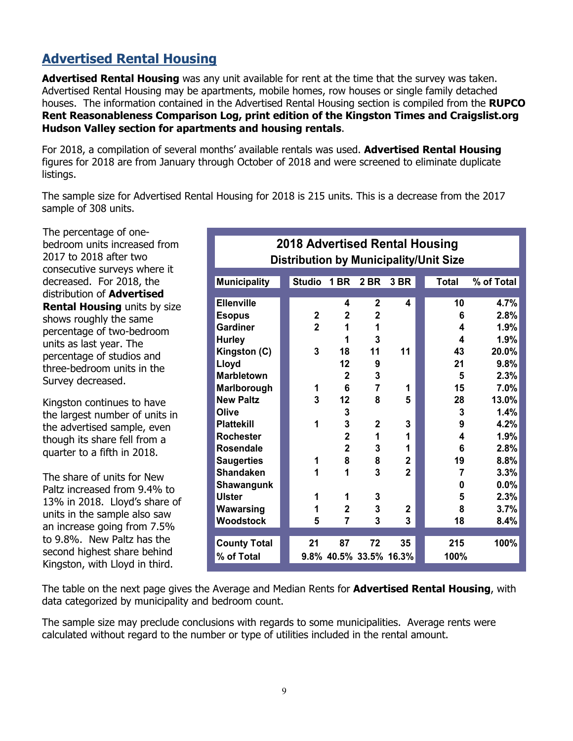## Advertised Rental Housing

**Advertised Rental Housing** was any unit available for rent at the time that the survey was taken. Advertised Rental Housing may be apartments, mobile homes, row houses or single family detached houses. The information contained in the Advertised Rental Housing section is compiled from the **RUPCO Rent Reasonableness Comparison Log, print edition of the Kingston Times and Craigslist.org Hudson Valley section for apartments and housing rentals**.

For 2018, a compilation of several months' available rentals was used. **Advertised Rental Housing** figures for 2018 are from January through October of 2018 and were screened to eliminate duplicate listings.

The sample size for Advertised Rental Housing for 2018 is 215 units. This is a decrease from the 2017 sample of 308 units.

The percentage of one-bedroom units increased from 2017 to 2018 after two consecutive surveys where it decreased. For 2018, the distribution of **Advertised Rental Housing** units by size shows roughly the same percentage of two-bedroom units as last year. The percentage of studios and three-bedroom units in the Survey decreased.

Kingston continues to have the largest number of units in the advertised sample, even though its share fell from a quarter to a fifth in 2018.

The share of units for New Paltz increased from 9.4% to 13% in 2018. Lloyd's share of units in the sample also saw an increase going from 7.5% to 9.8%. New Paltz has the second highest share behind Kingston, with Lloyd in third.

**2018 Advertised Rental Housing**
**Distribution by Municipality/Unit Size**

| Municipality | Studio | 1 BR | 2 BR | 3 BR | Total | % of Total |
|---|---|---|---|---|---|---|
| Ellenville | | 4 | 2 | 4 | 10 | 4.7% |
| Esopus | 2 | 2 | 2 | | 6 | 2.8% |
| Gardiner | 2 | 1 | 1 | | 4 | 1.9% |
| Hurley | | 1 | 3 | | 4 | 1.9% |
| Kingston (C) | 3 | 18 | 11 | 11 | 43 | 20.0% |
| Lloyd | | 12 | 9 | | 21 | 9.8% |
| Marbletown | | 2 | 3 | | 5 | 2.3% |
| Marlborough | 1 | 6 | 7 | 1 | 15 | 7.0% |
| New Paltz | 3 | 12 | 8 | 5 | 28 | 13.0% |
| Olive | | 3 | | | 3 | 1.4% |
| Plattekill | 1 | 3 | 2 | 3 | 9 | 4.2% |
| Rochester | | 2 | 1 | 1 | 4 | 1.9% |
| Rosendale | | 2 | 3 | 1 | 6 | 2.8% |
| Saugerties | 1 | 8 | 8 | 2 | 19 | 8.8% |
| Shandaken | 1 | 1 | 3 | 2 | 7 | 3.3% |
| Shawangunk | | | | | 0 | 0.0% |
| Ulster | 1 | 1 | 3 | | 5 | 2.3% |
| Wawarsing | 1 | 2 | 3 | 2 | 8 | 3.7% |
| Woodstock | 5 | 7 | 3 | 3 | 18 | 8.4% |
| County Total | 21 | 87 | 72 | 35 | 215 | 100% |
| % of Total | 9.8% | 40.5% | 33.5% | 16.3% | 100% | |

The table on the next page gives the Average and Median Rents for **Advertised Rental Housing**, with data categorized by municipality and bedroom count.

The sample size may preclude conclusions with regards to some municipalities. Average rents were calculated without regard to the number or type of utilities included in the rental amount.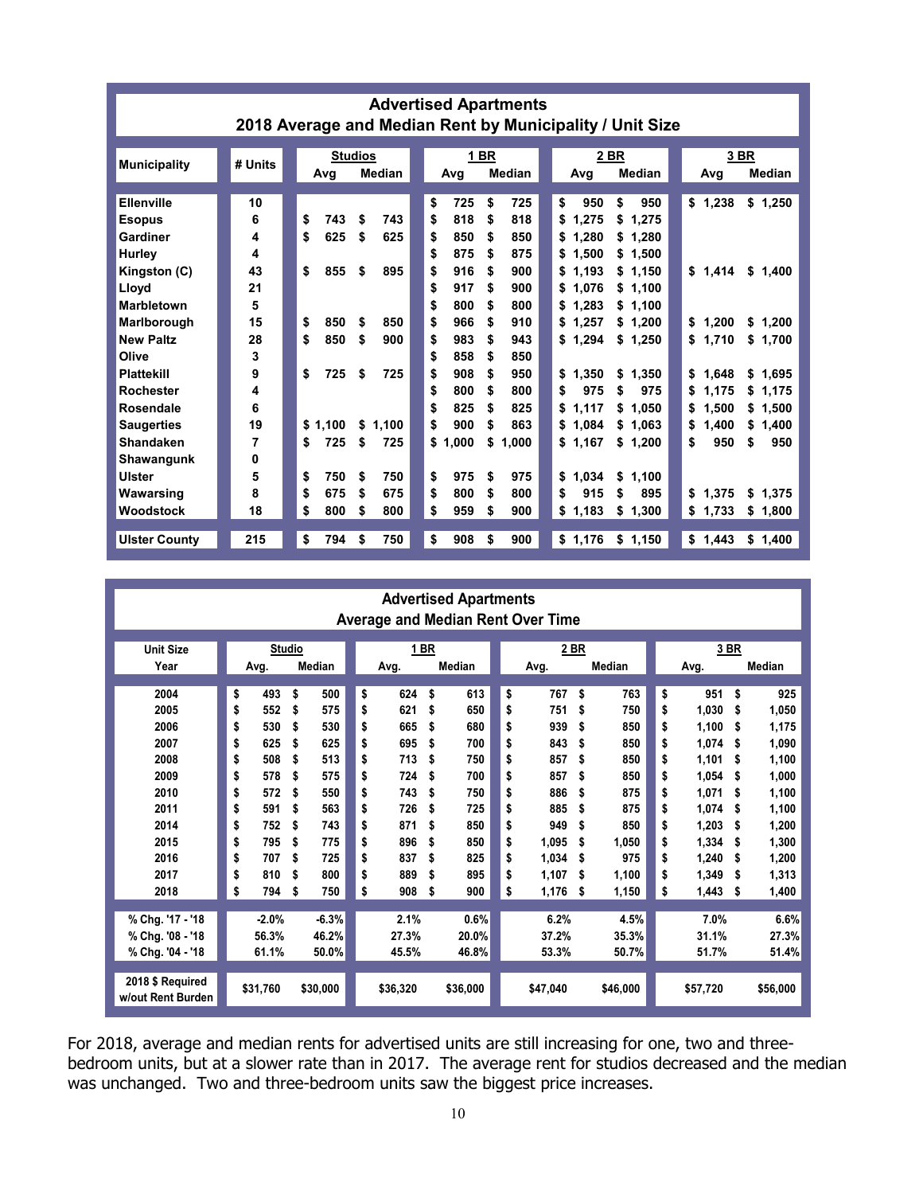## Advertised Apartments
### 2018 Average and Median Rent by Municipality / Unit Size

| Municipality | # Units | Studios | | 1 BR | | 2 BR | | 3 BR | |
|---|---|---|---|---|---|---|---|---|---|
| | | Avg | Median | Avg | Median | Avg | Median | Avg | Median |
| Ellenville | 10 | | | $ 725 | $ 725 | $ 950 | $ 950 | $ 1,238 | $ 1,250 |
| Esopus | 6 | $ 743 | $ 743 | $ 818 | $ 818 | $ 1,275 | $ 1,275 | | |
| Gardiner | 4 | $ 625 | $ 625 | $ 850 | $ 850 | $ 1,280 | $ 1,280 | | |
| Hurley | 4 | | | $ 875 | $ 875 | $ 1,500 | $ 1,500 | | |
| Kingston (C) | 43 | $ 855 | $ 895 | $ 916 | $ 900 | $ 1,193 | $ 1,150 | $ 1,414 | $ 1,400 |
| Lloyd | 21 | | | $ 917 | $ 900 | $ 1,076 | $ 1,100 | | |
| Marbletown | 5 | | | $ 800 | $ 800 | $ 1,283 | $ 1,100 | | |
| Marlborough | 15 | $ 850 | $ 850 | $ 966 | $ 910 | $ 1,257 | $ 1,200 | $ 1,200 | $ 1,200 |
| New Paltz | 28 | $ 850 | $ 900 | $ 983 | $ 943 | $ 1,294 | $ 1,250 | $ 1,710 | $ 1,700 |
| Olive | 3 | | | $ 858 | $ 850 | | | | |
| Plattekill | 9 | $ 725 | $ 725 | $ 908 | $ 950 | $ 1,350 | $ 1,350 | $ 1,648 | $ 1,695 |
| Rochester | 4 | | | $ 800 | $ 800 | $ 975 | $ 975 | $ 1,175 | $ 1,175 |
| Rosendale | 6 | | | $ 825 | $ 825 | $ 1,117 | $ 1,050 | $ 1,500 | $ 1,500 |
| Saugerties | 19 | $ 1,100 | $ 1,100 | $ 900 | $ 863 | $ 1,084 | $ 1,063 | $ 1,400 | $ 1,400 |
| Shandaken | 7 | $ 725 | $ 725 | $ 1,000 | $ 1,000 | $ 1,167 | $ 1,200 | $ 950 | $ 950 |
| Shawangunk | 0 | | | | | | | | |
| Ulster | 5 | $ 750 | $ 750 | $ 975 | $ 975 | $ 1,034 | $ 1,100 | | |
| Wawarsing | 8 | $ 675 | $ 675 | $ 800 | $ 800 | $ 915 | $ 895 | $ 1,375 | $ 1,375 |
| Woodstock | 18 | $ 800 | $ 800 | $ 959 | $ 900 | $ 1,183 | $ 1,300 | $ 1,733 | $ 1,800 |
| Ulster County | 215 | $ 794 | $ 750 | $ 908 | $ 900 | $ 1,176 | $ 1,150 | $ 1,443 | $ 1,400 |

## Advertised Apartments
### Average and Median Rent Over Time

| Unit Size | Studio | | 1 BR | | 2 BR | | 3 BR | |
|---|---|---|---|---|---|---|---|---|
| Year | Avg. | Median | Avg. | Median | Avg. | Median | Avg. | Median |
| 2004 | $ 493 | $ 500 | $ 624 | $ 613 | $ 767 | $ 763 | $ 951 | $ 925 |
| 2005 | $ 552 | $ 575 | $ 621 | $ 650 | $ 751 | $ 750 | $ 1,030 | $ 1,050 |
| 2006 | $ 530 | $ 530 | $ 665 | $ 680 | $ 939 | $ 850 | $ 1,100 | $ 1,175 |
| 2007 | $ 625 | $ 625 | $ 695 | $ 700 | $ 843 | $ 850 | $ 1,074 | $ 1,090 |
| 2008 | $ 508 | $ 513 | $ 713 | $ 750 | $ 857 | $ 850 | $ 1,101 | $ 1,100 |
| 2009 | $ 578 | $ 575 | $ 724 | $ 700 | $ 857 | $ 850 | $ 1,054 | $ 1,000 |
| 2010 | $ 572 | $ 550 | $ 743 | $ 750 | $ 886 | $ 875 | $ 1,071 | $ 1,100 |
| 2011 | $ 591 | $ 563 | $ 726 | $ 725 | $ 885 | $ 875 | $ 1,074 | $ 1,100 |
| 2014 | $ 752 | $ 743 | $ 871 | $ 850 | $ 949 | $ 850 | $ 1,203 | $ 1,200 |
| 2015 | $ 795 | $ 775 | $ 896 | $ 850 | $ 1,095 | $ 1,050 | $ 1,334 | $ 1,300 |
| 2016 | $ 707 | $ 725 | $ 837 | $ 825 | $ 1,034 | $ 975 | $ 1,240 | $ 1,200 |
| 2017 | $ 810 | $ 800 | $ 889 | $ 895 | $ 1,107 | $ 1,100 | $ 1,349 | $ 1,313 |
| 2018 | $ 794 | $ 750 | $ 908 | $ 900 | $ 1,176 | $ 1,150 | $ 1,443 | $ 1,400 |
| % Chg. '17 - '18 | -2.0% | -6.3% | 2.1% | 0.6% | 6.2% | 4.5% | 7.0% | 6.6% |
| % Chg. '08 - '18 | 56.3% | 46.2% | 27.3% | 20.0% | 37.2% | 35.3% | 31.1% | 27.3% |
| % Chg. '04 - '18 | 61.1% | 50.0% | 45.5% | 46.8% | 53.3% | 50.7% | 51.7% | 51.4% |
| 2018 $ Required w/out Rent Burden | $31,760 | $30,000 | $36,320 | $36,000 | $47,040 | $46,000 | $57,720 | $56,000 |

For 2018, average and median rents for advertised units are still increasing for one, two and three-bedroom units, but at a slower rate than in 2017. The average rent for studios decreased and the median was unchanged. Two and three-bedroom units saw the biggest price increases.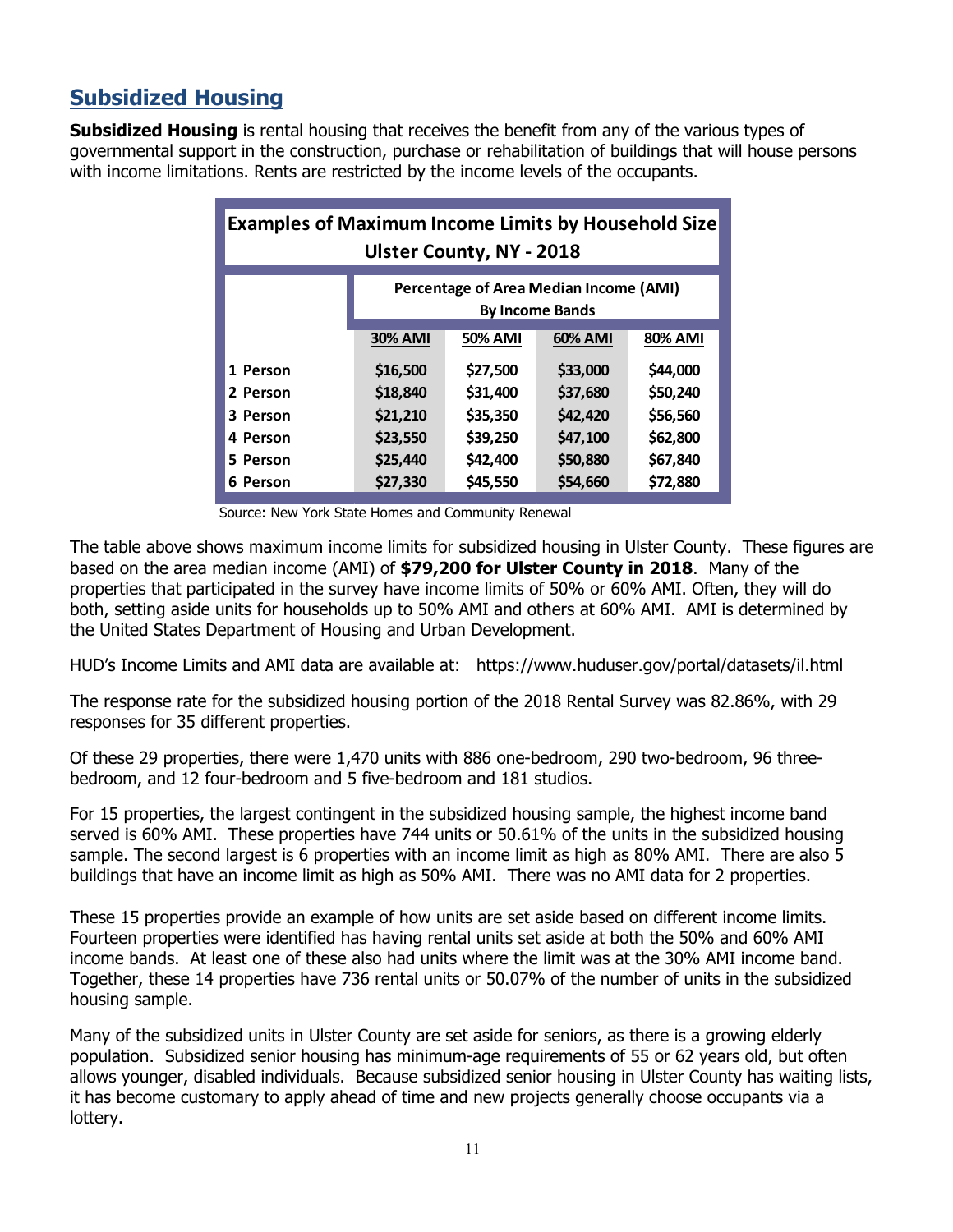## Subsidized Housing

**Subsidized Housing** is rental housing that receives the benefit from any of the various types of governmental support in the construction, purchase or rehabilitation of buildings that will house persons with income limitations. Rents are restricted by the income levels of the occupants.

**Examples of Maximum Income Limits by Household Size Ulster County, NY - 2018**

| | Percentage of Area Median Income (AMI) By Income Bands | | | |
|---|---|---|---|---|
| | 30% AMI | 50% AMI | 60% AMI | 80% AMI |
| 1 Person | $16,500 | $27,500 | $33,000 | $44,000 |
| 2 Person | $18,840 | $31,400 | $37,680 | $50,240 |
| 3 Person | $21,210 | $35,350 | $42,420 | $56,560 |
| 4 Person | $23,550 | $39,250 | $47,100 | $62,800 |
| 5 Person | $25,440 | $42,400 | $50,880 | $67,840 |
| 6 Person | $27,330 | $45,550 | $54,660 | $72,880 |

Source: New York State Homes and Community Renewal

The table above shows maximum income limits for subsidized housing in Ulster County. These figures are based on the area median income (AMI) of **$79,200 for Ulster County in 2018**. Many of the properties that participated in the survey have income limits of 50% or 60% AMI. Often, they will do both, setting aside units for households up to 50% AMI and others at 60% AMI. AMI is determined by the United States Department of Housing and Urban Development.

HUD's Income Limits and AMI data are available at: https://www.huduser.gov/portal/datasets/il.html

The response rate for the subsidized housing portion of the 2018 Rental Survey was 82.86%, with 29 responses for 35 different properties.

Of these 29 properties, there were 1,470 units with 886 one-bedroom, 290 two-bedroom, 96 three-bedroom, and 12 four-bedroom and 5 five-bedroom and 181 studios.

For 15 properties, the largest contingent in the subsidized housing sample, the highest income band served is 60% AMI. These properties have 744 units or 50.61% of the units in the subsidized housing sample. The second largest is 6 properties with an income limit as high as 80% AMI. There are also 5 buildings that have an income limit as high as 50% AMI. There was no AMI data for 2 properties.

These 15 properties provide an example of how units are set aside based on different income limits. Fourteen properties were identified has having rental units set aside at both the 50% and 60% AMI income bands. At least one of these also had units where the limit was at the 30% AMI income band. Together, these 14 properties have 736 rental units or 50.07% of the number of units in the subsidized housing sample.

Many of the subsidized units in Ulster County are set aside for seniors, as there is a growing elderly population. Subsidized senior housing has minimum-age requirements of 55 or 62 years old, but often allows younger, disabled individuals. Because subsidized senior housing in Ulster County has waiting lists, it has become customary to apply ahead of time and new projects generally choose occupants via a lottery.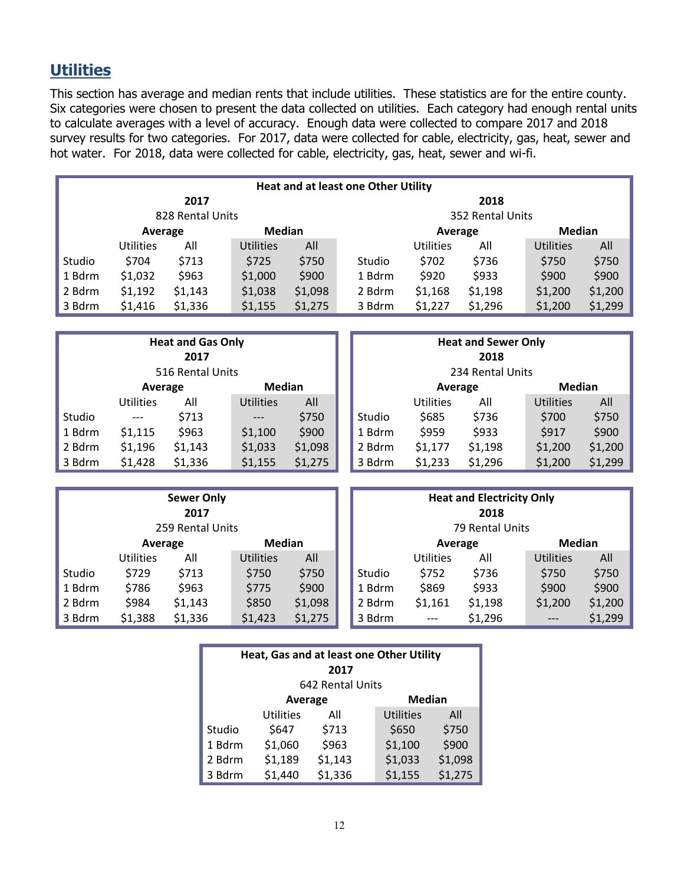## Utilities

This section has average and median rents that include utilities. These statistics are for the entire county. Six categories were chosen to present the data collected on utilities. Each category had enough rental units to calculate averages with a level of accuracy. Enough data were collected to compare 2017 and 2018 survey results for two categories. For 2017, data were collected for cable, electricity, gas, heat, sewer and hot water. For 2018, data were collected for cable, electricity, gas, heat, sewer and wi-fi.

**Heat and at least one Other Utility**

| | 2017 (828 Rental Units) | | | | | 2018 (352 Rental Units) | | | |
|---|---|---|---|---|---|---|---|---|---|
| | Average | | Median | | | Average | | Median | |
| | Utilities | All | Utilities | All | | Utilities | All | Utilities | All |
| Studio | $704 | $713 | $725 | $750 | Studio | $702 | $736 | $750 | $750 |
| 1 Bdrm | $1,032 | $963 | $1,000 | $900 | 1 Bdrm | $920 | $933 | $900 | $900 |
| 2 Bdrm | $1,192 | $1,143 | $1,038 | $1,098 | 2 Bdrm | $1,168 | $1,198 | $1,200 | $1,200 |
| 3 Bdrm | $1,416 | $1,336 | $1,155 | $1,275 | 3 Bdrm | $1,227 | $1,296 | $1,200 | $1,299 |

**Heat and Gas Only — 2017 — 516 Rental Units**

| | Average | | Median | |
|---|---|---|---|---|
| | Utilities | All | Utilities | All |
| Studio | --- | $713 | --- | $750 |
| 1 Bdrm | $1,115 | $963 | $1,100 | $900 |
| 2 Bdrm | $1,196 | $1,143 | $1,033 | $1,098 |
| 3 Bdrm | $1,428 | $1,336 | $1,155 | $1,275 |

**Heat and Sewer Only — 2018 — 234 Rental Units**

| | Average | | Median | |
|---|---|---|---|---|
| | Utilities | All | Utilities | All |
| Studio | $685 | $736 | $700 | $750 |
| 1 Bdrm | $959 | $933 | $917 | $900 |
| 2 Bdrm | $1,177 | $1,198 | $1,200 | $1,200 |
| 3 Bdrm | $1,233 | $1,296 | $1,200 | $1,299 |

**Sewer Only — 2017 — 259 Rental Units**

| | Average | | Median | |
|---|---|---|---|---|
| | Utilities | All | Utilities | All |
| Studio | $729 | $713 | $750 | $750 |
| 1 Bdrm | $786 | $963 | $775 | $900 |
| 2 Bdrm | $984 | $1,143 | $850 | $1,098 |
| 3 Bdrm | $1,388 | $1,336 | $1,423 | $1,275 |

**Heat and Electricity Only — 2018 — 79 Rental Units**

| | Average | | Median | |
|---|---|---|---|---|
| | Utilities | All | Utilities | All |
| Studio | $752 | $736 | $750 | $750 |
| 1 Bdrm | $869 | $933 | $900 | $900 |
| 2 Bdrm | $1,161 | $1,198 | $1,200 | $1,200 |
| 3 Bdrm | --- | $1,296 | --- | $1,299 |

**Heat, Gas and at least one Other Utility — 2017 — 642 Rental Units**

| | Average | | Median | |
|---|---|---|---|---|
| | Utilities | All | Utilities | All |
| Studio | $647 | $713 | $650 | $750 |
| 1 Bdrm | $1,060 | $963 | $1,100 | $900 |
| 2 Bdrm | $1,189 | $1,143 | $1,033 | $1,098 |
| 3 Bdrm | $1,440 | $1,336 | $1,155 | $1,275 |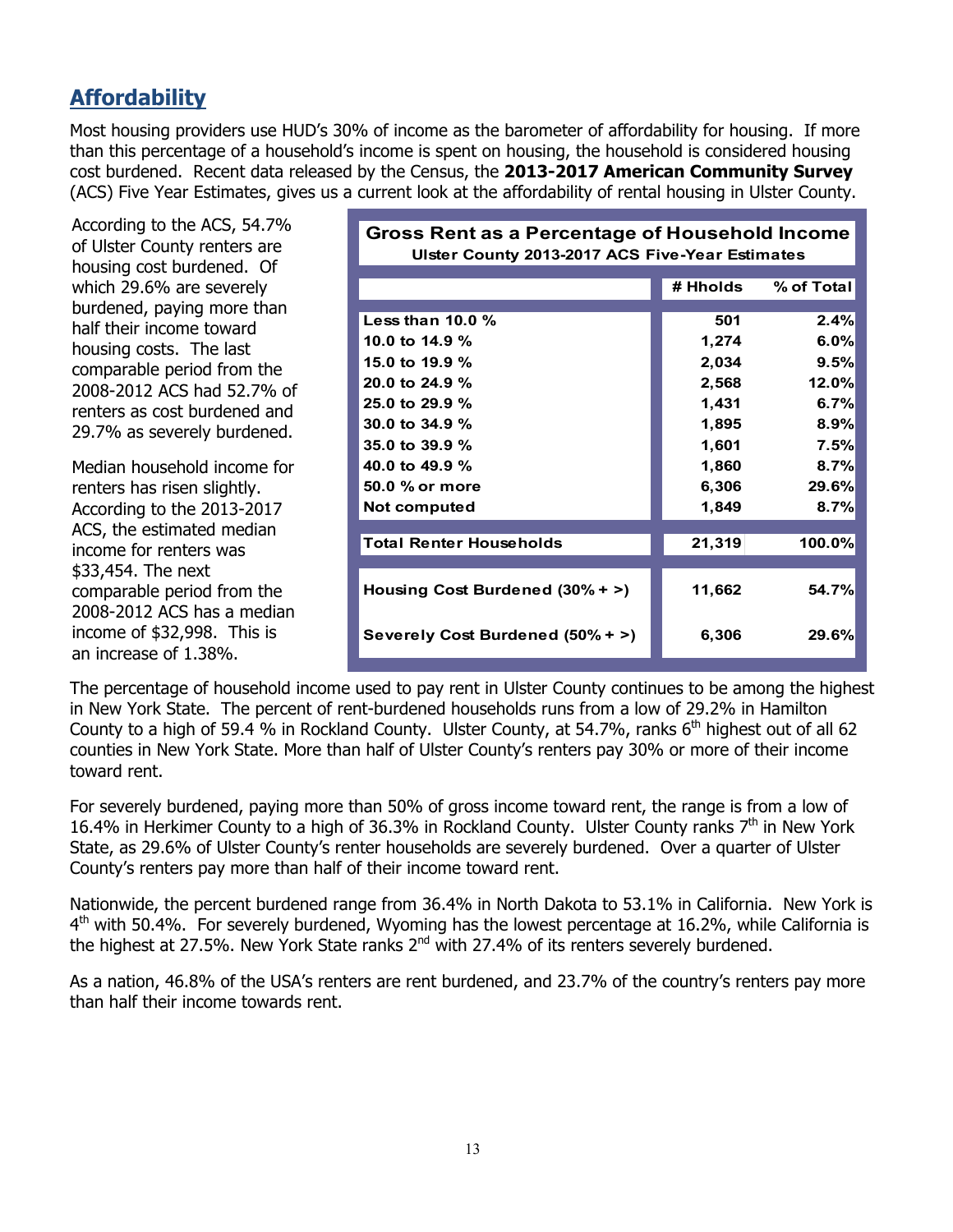## Affordability

Most housing providers use HUD's 30% of income as the barometer of affordability for housing. If more than this percentage of a household's income is spent on housing, the household is considered housing cost burdened. Recent data released by the Census, the **2013-2017 American Community Survey** (ACS) Five Year Estimates, gives us a current look at the affordability of rental housing in Ulster County.

According to the ACS, 54.7% of Ulster County renters are housing cost burdened. Of which 29.6% are severely burdened, paying more than half their income toward housing costs. The last comparable period from the 2008-2012 ACS had 52.7% of renters as cost burdened and 29.7% as severely burdened.

Median household income for renters has risen slightly. According to the 2013-2017 ACS, the estimated median income for renters was $33,454. The next comparable period from the 2008-2012 ACS has a median income of $32,998. This is an increase of 1.38%.

**Gross Rent as a Percentage of Household Income**
**Ulster County 2013-2017 ACS Five-Year Estimates**

| | # Hholds | % of Total |
|---|---|---|
| Less than 10.0 % | 501 | 2.4% |
| 10.0 to 14.9 % | 1,274 | 6.0% |
| 15.0 to 19.9 % | 2,034 | 9.5% |
| 20.0 to 24.9 % | 2,568 | 12.0% |
| 25.0 to 29.9 % | 1,431 | 6.7% |
| 30.0 to 34.9 % | 1,895 | 8.9% |
| 35.0 to 39.9 % | 1,601 | 7.5% |
| 40.0 to 49.9 % | 1,860 | 8.7% |
| 50.0 % or more | 6,306 | 29.6% |
| Not computed | 1,849 | 8.7% |
| **Total Renter Households** | 21,319 | 100.0% |
| **Housing Cost Burdened (30% + >)** | 11,662 | 54.7% |
| **Severely Cost Burdened (50% + >)** | 6,306 | 29.6% |

The percentage of household income used to pay rent in Ulster County continues to be among the highest in New York State. The percent of rent-burdened households runs from a low of 29.2% in Hamilton County to a high of 59.4 % in Rockland County. Ulster County, at 54.7%, ranks 6th highest out of all 62 counties in New York State. More than half of Ulster County's renters pay 30% or more of their income toward rent.

For severely burdened, paying more than 50% of gross income toward rent, the range is from a low of 16.4% in Herkimer County to a high of 36.3% in Rockland County. Ulster County ranks 7th in New York State, as 29.6% of Ulster County's renter households are severely burdened. Over a quarter of Ulster County's renters pay more than half of their income toward rent.

Nationwide, the percent burdened range from 36.4% in North Dakota to 53.1% in California. New York is 4th with 50.4%. For severely burdened, Wyoming has the lowest percentage at 16.2%, while California is the highest at 27.5%. New York State ranks 2nd with 27.4% of its renters severely burdened.

As a nation, 46.8% of the USA's renters are rent burdened, and 23.7% of the country's renters pay more than half their income towards rent.